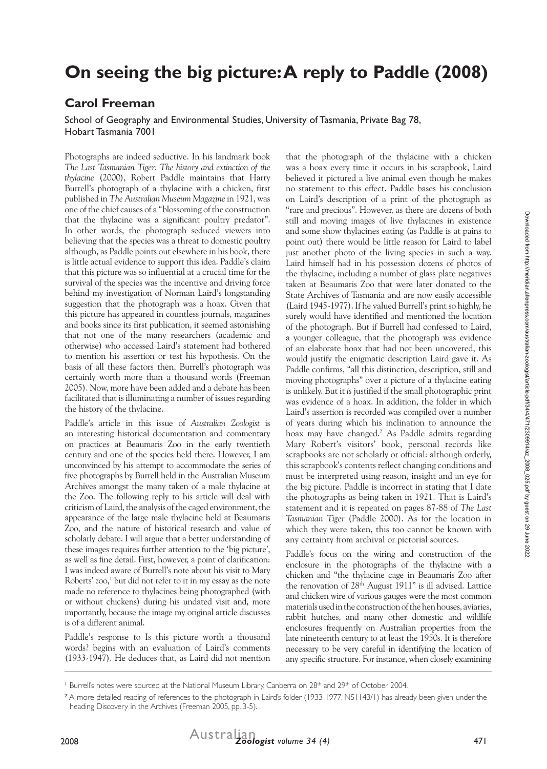# On seeing the big picture: A reply to Paddle (2008)

## Carol Freeman

School of Geography and Environmental Studies, University of Tasmania, Private Bag 78, Hobart Tasmania 7001

Photographs are indeed seductive. In his landmark book *The Last Tasmanian Tiger: The history and extinction of the thylacine* (2000), Robert Paddle maintains that Harry Burrell's photograph of a thylacine with a chicken, first published in *The Australian Museum Magazine* in 1921, was one of the chief causes of a "blossoming of the construction that the thylacine was a significant poultry predator". In other words, the photograph seduced viewers into believing that the species was a threat to domestic poultry although, as Paddle points out elsewhere in his book, there is little actual evidence to support this idea. Paddle's claim that this picture was so influential at a crucial time for the survival of the species was the incentive and driving force behind my investigation of Norman Laird's longstanding suggestion that the photograph was a hoax. Given that this picture has appeared in countless journals, magazines and books since its first publication, it seemed astonishing that not one of the many researchers (academic and otherwise) who accessed Laird's statement had bothered to mention his assertion or test his hypothesis. On the basis of all these factors then, Burrell's photograph was certainly worth more than a thousand words (Freeman 2005). Now, more have been added and a debate has been facilitated that is illuminating a number of issues regarding the history of the thylacine.

Paddle's article in this issue of *Australian Zoologist* is an interesting historical documentation and commentary on practices at Beaumaris Zoo in the early twentieth century and one of the species held there. However, I am unconvinced by his attempt to accommodate the series of five photographs by Burrell held in the Australian Museum Archives amongst the many taken of a male thylacine at the Zoo. The following reply to his article will deal with criticism of Laird, the analysis of the caged environment, the appearance of the large male thylacine held at Beaumaris Zoo, and the nature of historical research and value of scholarly debate. I will argue that a better understanding of these images requires further attention to the 'big picture', as well as fine detail. First, however, a point of clarification: I was indeed aware of Burrell's note about his visit to Mary Roberts' zoo,[1] but did not refer to it in my essay as the note made no reference to thylacines being photographed (with or without chickens) during his undated visit and, more importantly, because the image my original article discusses is of a different animal.

Paddle's response to Is this picture worth a thousand words? begins with an evaluation of Laird's comments (1933-1947). He deduces that, as Laird did not mention that the photograph of the thylacine with a chicken was a hoax every time it occurs in his scrapbook, Laird believed it pictured a live animal even though he makes no statement to this effect. Paddle bases his conclusion on Laird's description of a print of the photograph as "rare and precious". However, as there are dozens of both still and moving images of live thylacines in existence and some show thylacines eating (as Paddle is at pains to point out) there would be little reason for Laird to label just another photo of the living species in such a way. Laird himself had in his possession dozens of photos of the thylacine, including a number of glass plate negatives taken at Beaumaris Zoo that were later donated to the State Archives of Tasmania and are now easily accessible (Laird 1945-1977). If he valued Burrell's print so highly, he surely would have identified and mentioned the location of the photograph. But if Burrell had confessed to Laird, a younger colleague, that the photograph was evidence of an elaborate hoax that had not been uncovered, this would justify the enigmatic description Laird gave it. As Paddle confirms, "all this distinction, description, still and moving photographs" over a picture of a thylacine eating is unlikely. But it *is* justified if the small photographic print was evidence of a hoax. In addition, the folder in which Laird's assertion is recorded was compiled over a number of years during which his inclination to announce the hoax may have changed.[2] As Paddle admits regarding Mary Robert's visitors' book, personal records like scrapbooks are not scholarly or official: although orderly, this scrapbook's contents reflect changing conditions and must be interpreted using reason, insight and an eye for the big picture. Paddle is incorrect in stating that I date the photographs as being taken in 1921. That is Laird's statement and it is repeated on pages 87-88 of *The Last Tasmanian Tiger* (Paddle 2000). As for the location in which they were taken, this too cannot be known with any certainty from archival or pictorial sources.

Paddle's focus on the wiring and construction of the enclosure in the photographs of the thylacine with a chicken and "the thylacine cage in Beaumaris Zoo after the renovation of 28th August 1911" is ill advised. Lattice and chicken wire of various gauges were the most common materials used in the construction of the hen houses, aviaries, rabbit hutches, and many other domestic and wildlife enclosures frequently on Australian properties from the late nineteenth century to at least the 1950s. It is therefore necessary to be very careful in identifying the location of any specific structure. For instance, when closely examining

[1] Burrell's notes were sourced at the National Museum Library, Canberra on 28th and 29th of October 2004.

[2] A more detailed reading of references to the photograph in Laird's folder (1933-1977, NS1143/1) has already been given under the heading Discovery in the Archives (Freeman 2005, pp. 3-5).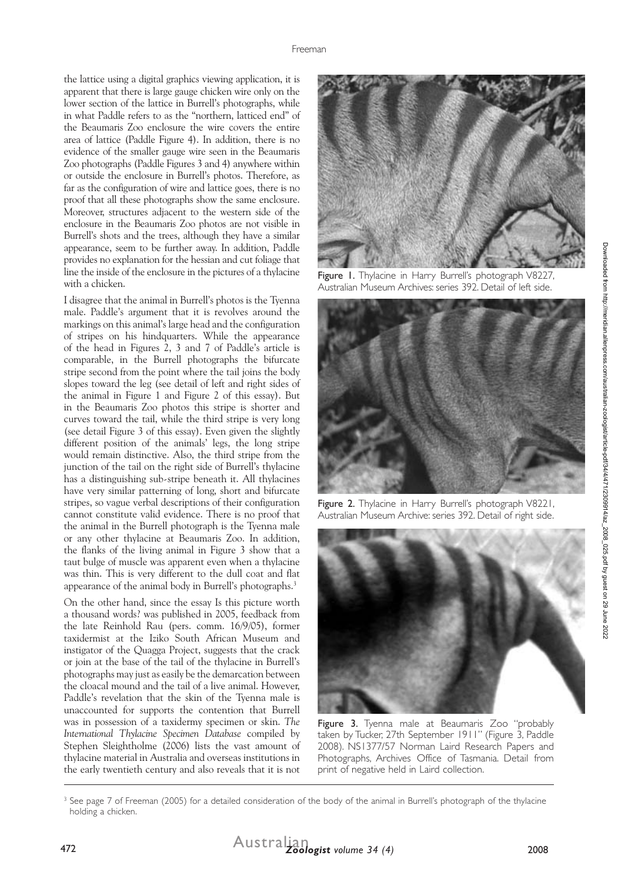the lattice using a digital graphics viewing application, it is apparent that there is large gauge chicken wire only on the lower section of the lattice in Burrell's photographs, while in what Paddle refers to as the "northern, latticed end" of the Beaumaris Zoo enclosure the wire covers the entire area of lattice (Paddle Figure 4). In addition, there is no evidence of the smaller gauge wire seen in the Beaumaris Zoo photographs (Paddle Figures 3 and 4) anywhere within or outside the enclosure in Burrell's photos. Therefore, as far as the configuration of wire and lattice goes, there is no proof that all these photographs show the same enclosure. Moreover, structures adjacent to the western side of the enclosure in the Beaumaris Zoo photos are not visible in Burrell's shots and the trees, although they have a similar appearance, seem to be further away. In addition, Paddle provides no explanation for the hessian and cut foliage that line the inside of the enclosure in the pictures of a thylacine with a chicken.

I disagree that the animal in Burrell's photos is the Tyenna male. Paddle's argument that it is revolves around the markings on this animal's large head and the configuration of stripes on his hindquarters. While the appearance of the head in Figures 2, 3 and 7 of Paddle's article is comparable, in the Burrell photographs the bifurcate stripe second from the point where the tail joins the body slopes toward the leg (see detail of left and right sides of the animal in Figure 1 and Figure 2 of this essay). But in the Beaumaris Zoo photos this stripe is shorter and curves toward the tail, while the third stripe is very long (see detail Figure 3 of this essay). Even given the slightly different position of the animals' legs, the long stripe would remain distinctive. Also, the third stripe from the junction of the tail on the right side of Burrell's thylacine has a distinguishing sub-stripe beneath it. All thylacines have very similar patterning of long, short and bifurcate stripes, so vague verbal descriptions of their configuration cannot constitute valid evidence. There is no proof that the animal in the Burrell photograph is the Tyenna male or any other thylacine at Beaumaris Zoo. In addition, the flanks of the living animal in Figure 3 show that a taut bulge of muscle was apparent even when a thylacine was thin. This is very different to the dull coat and flat appearance of the animal body in Burrell's photographs.[3]

On the other hand, since the essay Is this picture worth a thousand words? was published in 2005, feedback from the late Reinhold Rau (pers. comm. 16/9/05), former taxidermist at the Iziko South African Museum and instigator of the Quagga Project, suggests that the crack or join at the base of the tail of the thylacine in Burrell's photographs may just as easily be the demarcation between the cloacal mound and the tail of a live animal. However, Paddle's revelation that the skin of the Tyenna male is unaccounted for supports the contention that Burrell was in possession of a taxidermy specimen or skin. *The International Thylacine Specimen Database* compiled by Stephen Sleightholme (2006) lists the vast amount of thylacine material in Australia and overseas institutions in the early twentieth century and also reveals that it is not

Figure 1. Thylacine in Harry Burrell's photograph V8227, Australian Museum Archives: series 392. Detail of left side.

Figure 2. Thylacine in Harry Burrell's photograph V8221, Australian Museum Archive: series 392. Detail of right side.

Figure 3. Tyenna male at Beaumaris Zoo "probably taken by Tucker, 27th September 1911" (Figure 3, Paddle 2008). NS1377/57 Norman Laird Research Papers and Photographs, Archives Office of Tasmania. Detail from print of negative held in Laird collection.

[3] See page 7 of Freeman (2005) for a detailed consideration of the body of the animal in Burrell's photograph of the thylacine holding a chicken.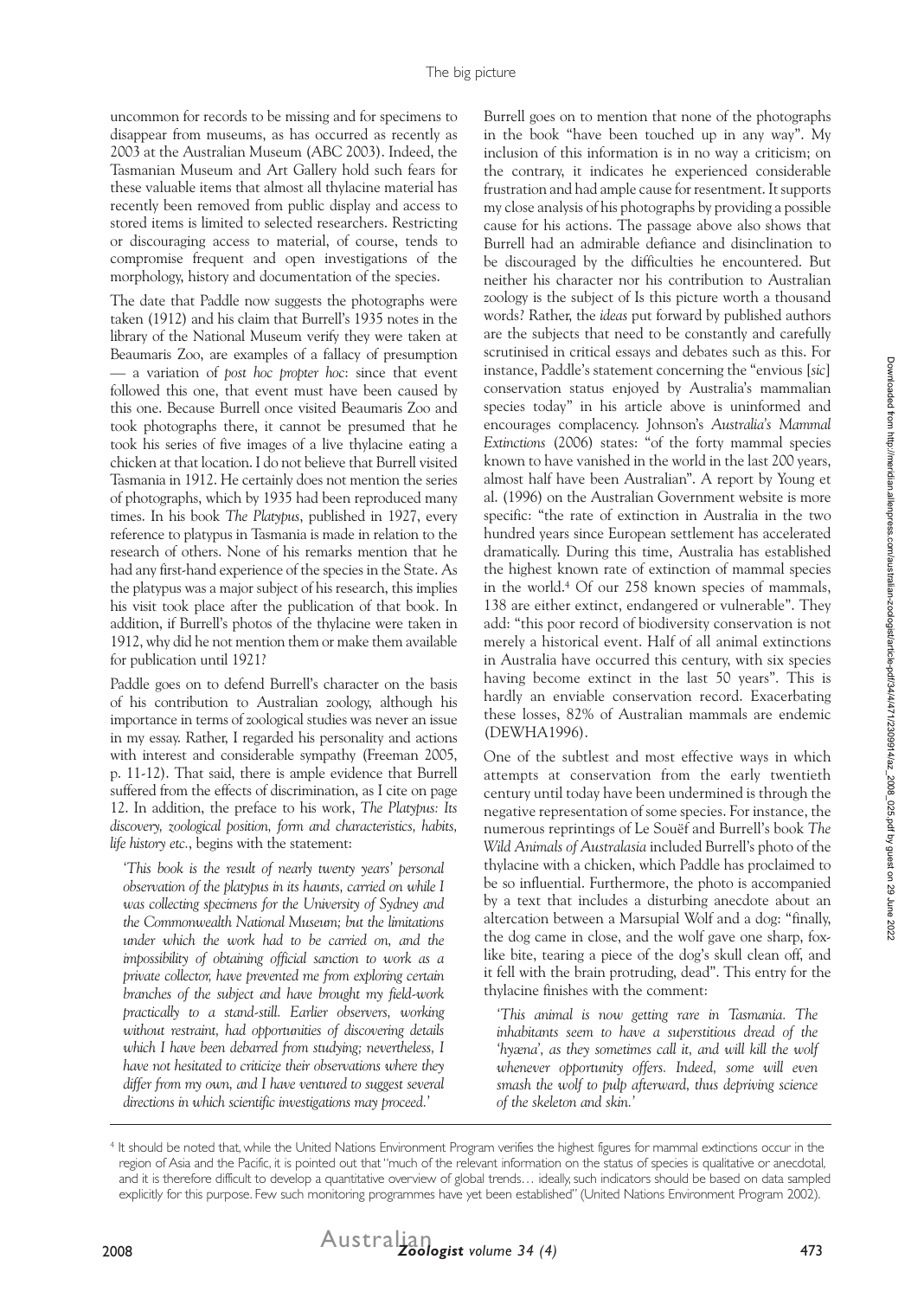uncommon for records to be missing and for specimens to disappear from museums, as has occurred as recently as 2003 at the Australian Museum (ABC 2003). Indeed, the Tasmanian Museum and Art Gallery hold such fears for these valuable items that almost all thylacine material has recently been removed from public display and access to stored items is limited to selected researchers. Restricting or discouraging access to material, of course, tends to compromise frequent and open investigations of the morphology, history and documentation of the species.

The date that Paddle now suggests the photographs were taken (1912) and his claim that Burrell's 1935 notes in the library of the National Museum verify they were taken at Beaumaris Zoo, are examples of a fallacy of presumption — a variation of *post hoc propter hoc*: since that event followed this one, that event must have been caused by this one. Because Burrell once visited Beaumaris Zoo and took photographs there, it cannot be presumed that he took his series of five images of a live thylacine eating a chicken at that location. I do not believe that Burrell visited Tasmania in 1912. He certainly does not mention the series of photographs, which by 1935 had been reproduced many times. In his book *The Platypus*, published in 1927, every reference to platypus in Tasmania is made in relation to the research of others. None of his remarks mention that he had any first-hand experience of the species in the State. As the platypus was a major subject of his research, this implies his visit took place after the publication of that book. In addition, if Burrell's photos of the thylacine were taken in 1912, why did he not mention them or make them available for publication until 1921?

Paddle goes on to defend Burrell's character on the basis of his contribution to Australian zoology, although his importance in terms of zoological studies was never an issue in my essay. Rather, I regarded his personality and actions with interest and considerable sympathy (Freeman 2005, p. 11-12). That said, there is ample evidence that Burrell suffered from the effects of discrimination, as I cite on page 12. In addition, the preface to his work, *The Platypus: Its discovery, zoological position, form and characteristics, habits, life history etc.*, begins with the statement:

> *'This book is the result of nearly twenty years' personal observation of the platypus in its haunts, carried on while I was collecting specimens for the University of Sydney and the Commonwealth National Museum; but the limitations under which the work had to be carried on, and the impossibility of obtaining official sanction to work as a private collector, have prevented me from exploring certain branches of the subject and have brought my field-work practically to a stand-still. Earlier observers, working without restraint, had opportunities of discovering details which I have been debarred from studying; nevertheless, I have not hesitated to criticize their observations where they differ from my own, and I have ventured to suggest several directions in which scientific investigations may proceed.'*

Burrell goes on to mention that none of the photographs in the book "have been touched up in any way". My inclusion of this information is in no way a criticism; on the contrary, it indicates he experienced considerable frustration and had ample cause for resentment. It supports my close analysis of his photographs by providing a possible cause for his actions. The passage above also shows that Burrell had an admirable defiance and disinclination to be discouraged by the difficulties he encountered. But neither his character nor his contribution to Australian zoology is the subject of Is this picture worth a thousand words? Rather, the *ideas* put forward by published authors are the subjects that need to be constantly and carefully scrutinised in critical essays and debates such as this. For instance, Paddle's statement concerning the "envious [*sic*] conservation status enjoyed by Australia's mammalian species today" in his article above is uninformed and encourages complacency. Johnson's *Australia's Mammal Extinctions* (2006) states: "of the forty mammal species known to have vanished in the world in the last 200 years, almost half have been Australian". A report by Young et al. (1996) on the Australian Government website is more specific: "the rate of extinction in Australia in the two hundred years since European settlement has accelerated dramatically. During this time, Australia has established the highest known rate of extinction of mammal species in the world.[4] Of our 258 known species of mammals, 138 are either extinct, endangered or vulnerable". They add: "this poor record of biodiversity conservation is not merely a historical event. Half of all animal extinctions in Australia have occurred this century, with six species having become extinct in the last 50 years". This is hardly an enviable conservation record. Exacerbating these losses, 82% of Australian mammals are endemic (DEWHA1996).

One of the subtlest and most effective ways in which attempts at conservation from the early twentieth century until today have been undermined is through the negative representation of some species. For instance, the numerous reprintings of Le Souëf and Burrell's book *The Wild Animals of Australasia* included Burrell's photo of the thylacine with a chicken, which Paddle has proclaimed to be so influential. Furthermore, the photo is accompanied by a text that includes a disturbing anecdote about an altercation between a Marsupial Wolf and a dog: "finally, the dog came in close, and the wolf gave one sharp, fox-like bite, tearing a piece of the dog's skull clean off, and it fell with the brain protruding, dead". This entry for the thylacine finishes with the comment:

> *'This animal is now getting rare in Tasmania. The inhabitants seem to have a superstitious dread of the 'hyæna', as they sometimes call it, and will kill the wolf whenever opportunity offers. Indeed, some will even smash the wolf to pulp afterward, thus depriving science of the skeleton and skin.'*

---

[4] It should be noted that, while the United Nations Environment Program verifies the highest figures for mammal extinctions occur in the region of Asia and the Pacific, it is pointed out that "much of the relevant information on the status of species is qualitative or anecdotal, and it is therefore difficult to develop a quantitative overview of global trends… ideally, such indicators should be based on data sampled explicitly for this purpose. Few such monitoring programmes have yet been established" (United Nations Environment Program 2002).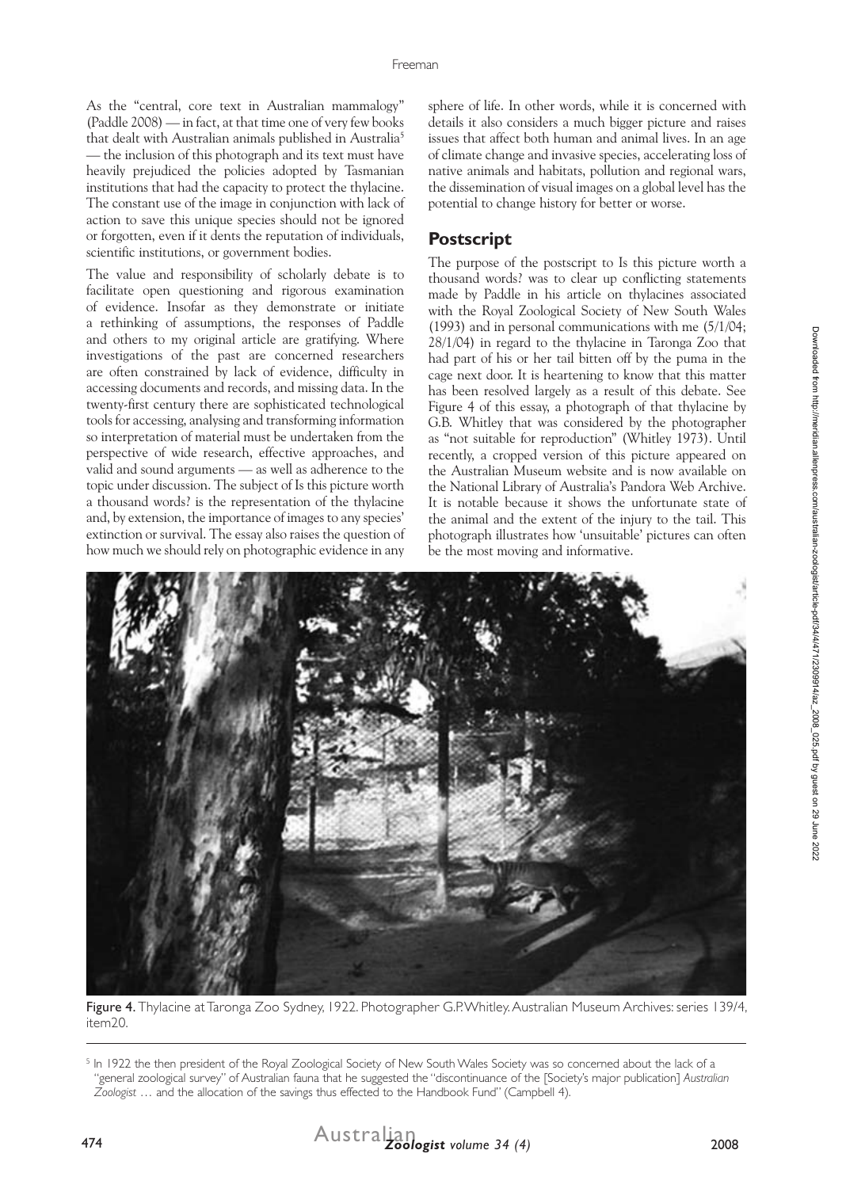As the "central, core text in Australian mammalogy" (Paddle 2008) — in fact, at that time one of very few books that dealt with Australian animals published in Australia[5] — the inclusion of this photograph and its text must have heavily prejudiced the policies adopted by Tasmanian institutions that had the capacity to protect the thylacine. The constant use of the image in conjunction with lack of action to save this unique species should not be ignored or forgotten, even if it dents the reputation of individuals, scientific institutions, or government bodies.

The value and responsibility of scholarly debate is to facilitate open questioning and rigorous examination of evidence. Insofar as they demonstrate or initiate a rethinking of assumptions, the responses of Paddle and others to my original article are gratifying. Where investigations of the past are concerned researchers are often constrained by lack of evidence, difficulty in accessing documents and records, and missing data. In the twenty-first century there are sophisticated technological tools for accessing, analysing and transforming information so interpretation of material must be undertaken from the perspective of wide research, effective approaches, and valid and sound arguments — as well as adherence to the topic under discussion. The subject of Is this picture worth a thousand words? is the representation of the thylacine and, by extension, the importance of images to any species' extinction or survival. The essay also raises the question of how much we should rely on photographic evidence in any sphere of life. In other words, while it is concerned with details it also considers a much bigger picture and raises issues that affect both human and animal lives. In an age of climate change and invasive species, accelerating loss of native animals and habitats, pollution and regional wars, the dissemination of visual images on a global level has the potential to change history for better or worse.

## Postscript

The purpose of the postscript to Is this picture worth a thousand words? was to clear up conflicting statements made by Paddle in his article on thylacines associated with the Royal Zoological Society of New South Wales (1993) and in personal communications with me (5/1/04; 28/1/04) in regard to the thylacine in Taronga Zoo that had part of his or her tail bitten off by the puma in the cage next door. It is heartening to know that this matter has been resolved largely as a result of this debate. See Figure 4 of this essay, a photograph of that thylacine by G.B. Whitley that was considered by the photographer as "not suitable for reproduction" (Whitley 1973). Until recently, a cropped version of this picture appeared on the Australian Museum website and is now available on the National Library of Australia's Pandora Web Archive. It is notable because it shows the unfortunate state of the animal and the extent of the injury to the tail. This photograph illustrates how 'unsuitable' pictures can often be the most moving and informative.

**Figure 4.** Thylacine at Taronga Zoo Sydney, 1922. Photographer G.P. Whitley. Australian Museum Archives: series 139/4, item20.

---

[5] In 1922 the then president of the Royal Zoological Society of New South Wales Society was so concerned about the lack of a "general zoological survey" of Australian fauna that he suggested the "discontinuance of the [Society's major publication] *Australian Zoologist* … and the allocation of the savings thus effected to the Handbook Fund" (Campbell 4).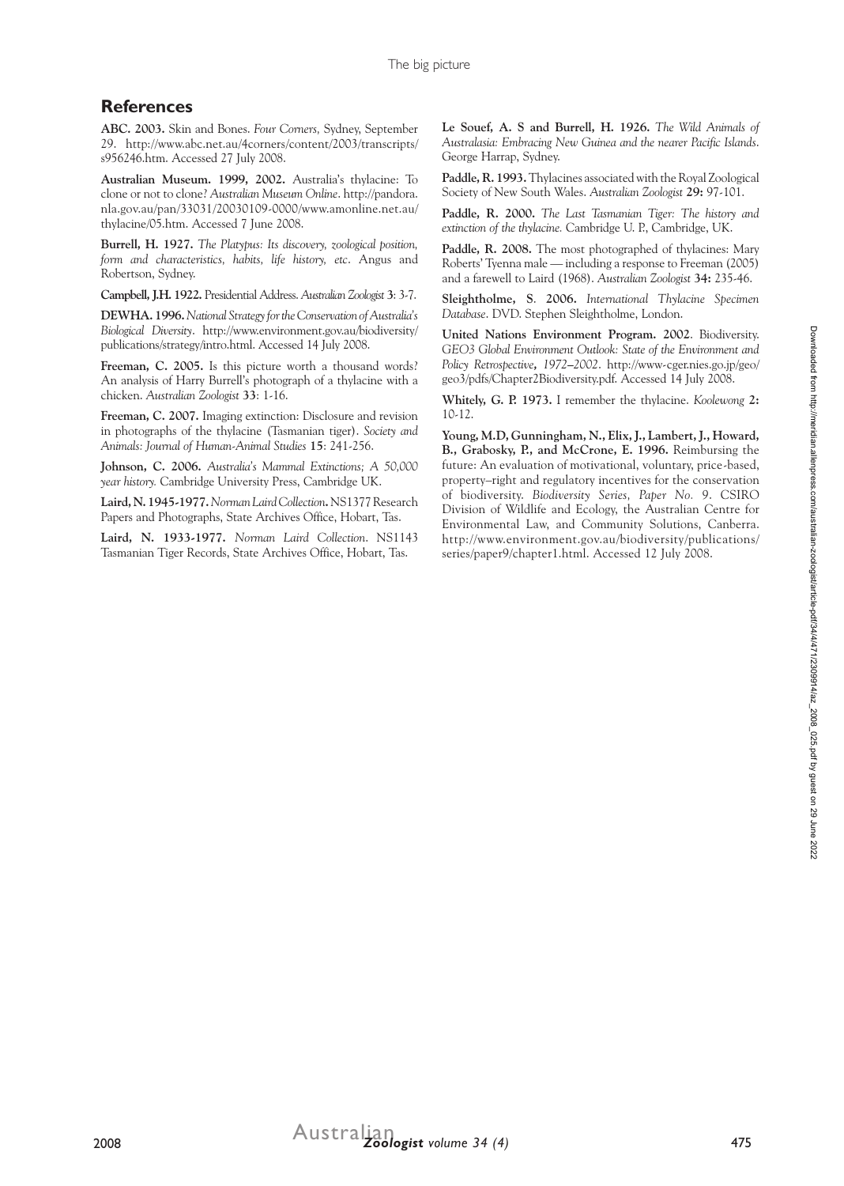## References

**ABC. 2003.** Skin and Bones. *Four Corners*, Sydney, September 29. http://www.abc.net.au/4corners/content/2003/transcripts/s956246.htm. Accessed 27 July 2008.

**Australian Museum. 1999, 2002.** Australia's thylacine: To clone or not to clone? *Australian Museum Online*. http://pandora.nla.gov.au/pan/33031/20030109-0000/www.amonline.net.au/thylacine/05.htm. Accessed 7 June 2008.

**Burrell, H. 1927.** *The Platypus: Its discovery, zoological position, form and characteristics, habits, life history, etc*. Angus and Robertson, Sydney.

**Campbell, J.H. 1922.** Presidential Address. *Australian Zoologist* **3**: 3-7.

**DEWHA. 1996.** *National Strategy for the Conservation of Australia's Biological Diversity*. http://www.environment.gov.au/biodiversity/publications/strategy/intro.html. Accessed 14 July 2008.

**Freeman, C. 2005.** Is this picture worth a thousand words? An analysis of Harry Burrell's photograph of a thylacine with a chicken. *Australian Zoologist* **33**: 1-16.

**Freeman, C. 2007.** Imaging extinction: Disclosure and revision in photographs of the thylacine (Tasmanian tiger). *Society and Animals: Journal of Human-Animal Studies* **15**: 241-256.

**Johnson, C. 2006.** *Australia's Mammal Extinctions; A 50,000 year history.* Cambridge University Press, Cambridge UK.

**Laird, N. 1945-1977.** *Norman Laird Collection***.** NS1377 Research Papers and Photographs, State Archives Office, Hobart, Tas.

**Laird, N. 1933-1977.** *Norman Laird Collection*. NS1143 Tasmanian Tiger Records, State Archives Office, Hobart, Tas.

**Le Souef, A. S and Burrell, H. 1926.** *The Wild Animals of Australasia: Embracing New Guinea and the nearer Pacific Islands*. George Harrap, Sydney.

**Paddle, R. 1993.** Thylacines associated with the Royal Zoological Society of New South Wales. *Australian Zoologist* **29:** 97-101.

**Paddle, R. 2000.** *The Last Tasmanian Tiger: The history and extinction of the thylacine.* Cambridge U. P., Cambridge, UK.

**Paddle, R. 2008.** The most photographed of thylacines: Mary Roberts' Tyenna male — including a response to Freeman (2005) and a farewell to Laird (1968). *Australian Zoologist* **34:** 235-46.

**Sleightholme, S. 2006.** *International Thylacine Specimen Database*. DVD. Stephen Sleightholme, London.

**United Nations Environment Program. 2002**. Biodiversity. *GEO3 Global Environment Outlook: State of the Environment and Policy Retrospective***,** *1972–2002*. http://www-cger.nies.go.jp/geo/geo3/pdfs/Chapter2Biodiversity.pdf. Accessed 14 July 2008.

**Whitely, G. P. 1973.** I remember the thylacine. *Koolewong* **2:** 10-12.

**Young, M.D, Gunningham, N., Elix, J., Lambert, J., Howard, B., Grabosky, P., and McCrone, E. 1996.** Reimbursing the future: An evaluation of motivational, voluntary, price-based, property–right and regulatory incentives for the conservation of biodiversity. *Biodiversity Series, Paper No. 9*. CSIRO Division of Wildlife and Ecology, the Australian Centre for Environmental Law, and Community Solutions, Canberra. http://www.environment.gov.au/biodiversity/publications/series/paper9/chapter1.html. Accessed 12 July 2008.